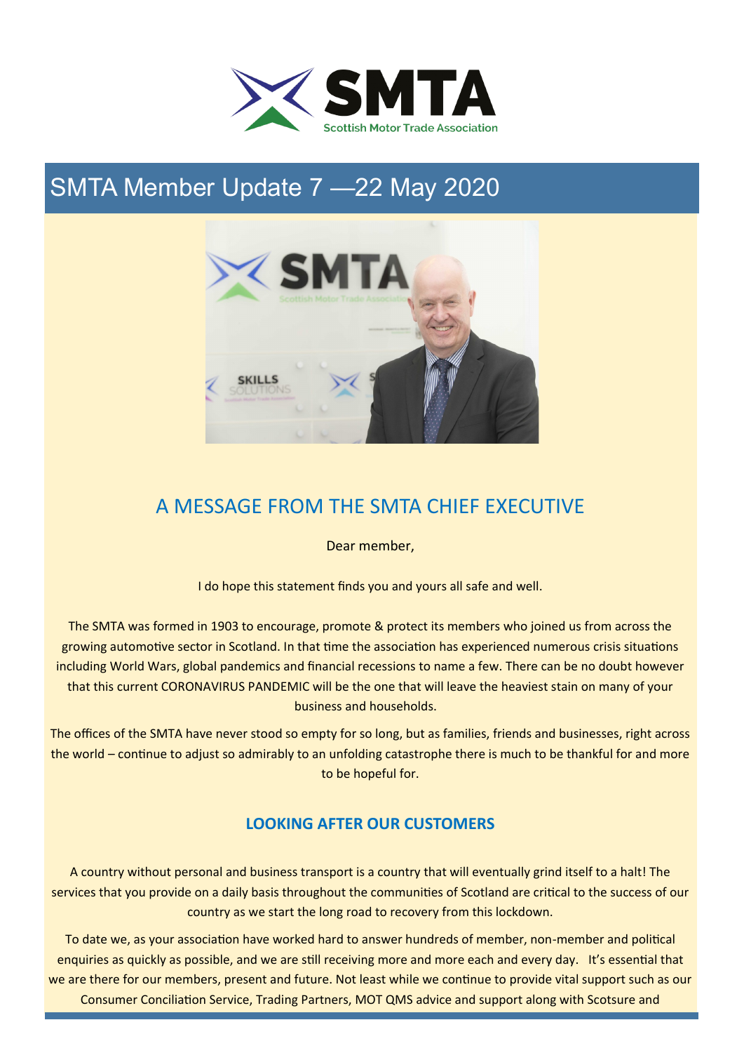# SMTA Member Update 7 —22 May 2020

## A MESSAGE FROM THE SMTA CHIEF EXECUTIVE

Dear member,

I do hope this statement finds you and yours all safe and well.

The SMTA was formed in 1903 to encourage, promote & protect its members who joined us from across the growing automotive sector in Scotland. In that time the association has experienced numerous crisis situations including World Wars, global pandemics and financial recessions to name a few. There can be no doubt however that this current CORONAVIRUS PANDEMIC will be the one that will leave the heaviest stain on many of your business and households.

The offices of the SMTA have never stood so empty for so long, but as families, friends and businesses, right across the world – continue to adjust so admirably to an unfolding catastrophe there is much to be thankful for and more to be hopeful for.

### LOOKING AFTER OUR CUSTOMERS

A country without personal and business transport is a country that will eventually grind itself to a halt! The services that you provide on a daily basis throughout the communities of Scotland are critical to the success of our country as we start the long road to recovery from this lockdown.

To date we, as your association have worked hard to answer hundreds of member, non-member and political enquiries as quickly as possible, and we are still receiving more and more each and every day. It's essential that we are there for our members, present and future. Not least while we continue to provide vital support such as our Consumer Conciliation Service, Trading Partners, MOT QMS advice and support along with Scotsure and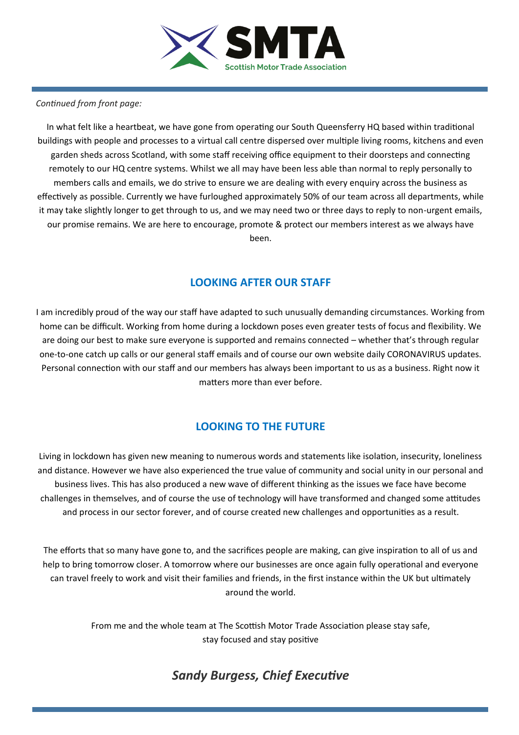*Continued from front page:*

In what felt like a heartbeat, we have gone from operating our South Queensferry HQ based within traditional buildings with people and processes to a virtual call centre dispersed over multiple living rooms, kitchens and even garden sheds across Scotland, with some staff receiving office equipment to their doorsteps and connecting remotely to our HQ centre systems. Whilst we all may have been less able than normal to reply personally to members calls and emails, we do strive to ensure we are dealing with every enquiry across the business as effectively as possible. Currently we have furloughed approximately 50% of our team across all departments, while it may take slightly longer to get through to us, and we may need two or three days to reply to non-urgent emails, our promise remains. We are here to encourage, promote & protect our members interest as we always have been.

## LOOKING AFTER OUR STAFF

I am incredibly proud of the way our staff have adapted to such unusually demanding circumstances. Working from home can be difficult. Working from home during a lockdown poses even greater tests of focus and flexibility. We are doing our best to make sure everyone is supported and remains connected – whether that's through regular one-to-one catch up calls or our general staff emails and of course our own website daily CORONAVIRUS updates. Personal connection with our staff and our members has always been important to us as a business. Right now it matters more than ever before.

## LOOKING TO THE FUTURE

Living in lockdown has given new meaning to numerous words and statements like isolation, insecurity, loneliness and distance. However we have also experienced the true value of community and social unity in our personal and business lives. This has also produced a new wave of different thinking as the issues we face have become challenges in themselves, and of course the use of technology will have transformed and changed some attitudes and process in our sector forever, and of course created new challenges and opportunities as a result.

The efforts that so many have gone to, and the sacrifices people are making, can give inspiration to all of us and help to bring tomorrow closer. A tomorrow where our businesses are once again fully operational and everyone can travel freely to work and visit their families and friends, in the first instance within the UK but ultimately around the world.

From me and the whole team at The Scottish Motor Trade Association please stay safe, stay focused and stay positive

***Sandy Burgess, Chief Executive***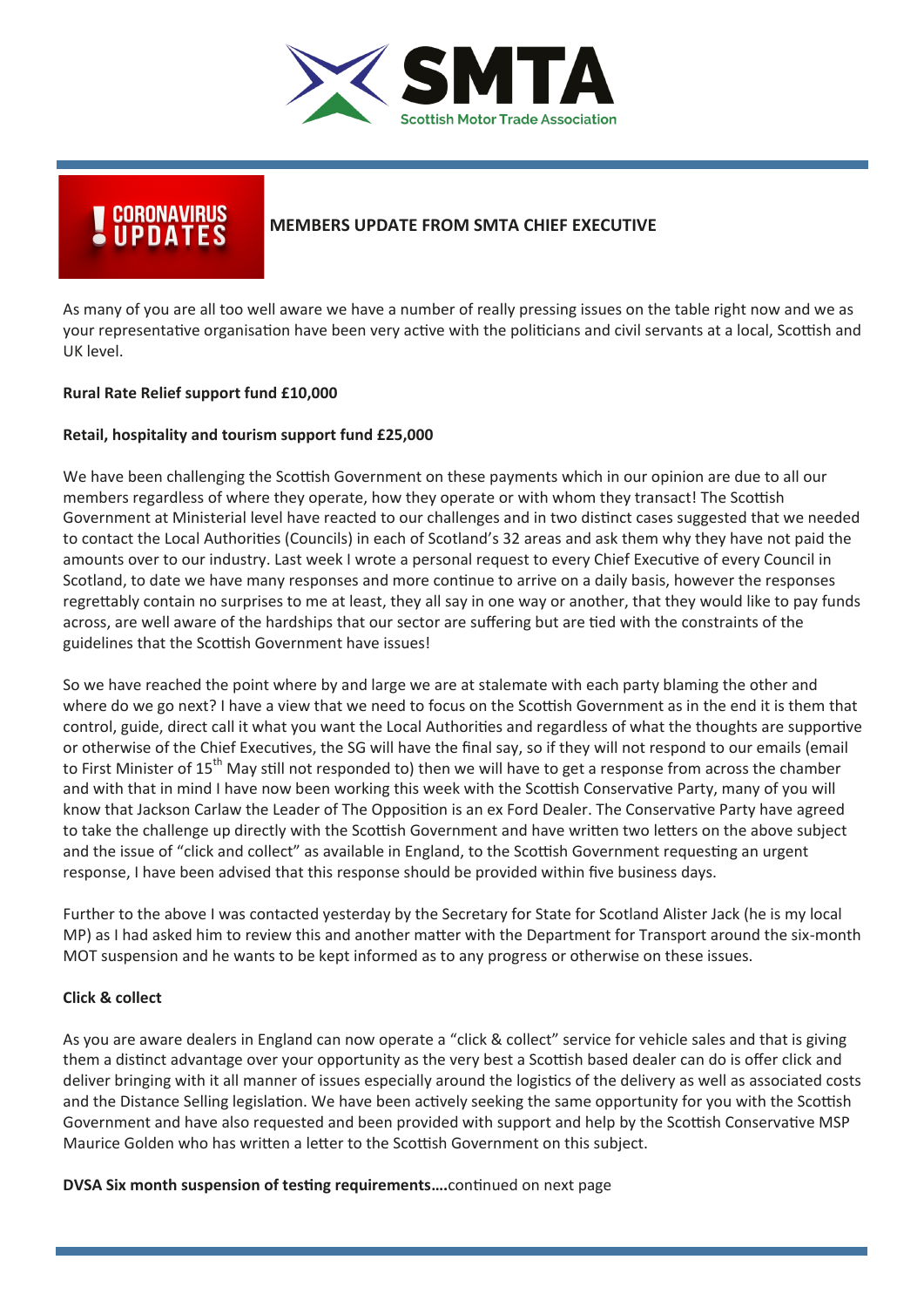**SMTA**

**Scottish Motor Trade Association**

**CORONAVIRUS UPDATES**

## MEMBERS UPDATE FROM SMTA CHIEF EXECUTIVE

As many of you are all too well aware we have a number of really pressing issues on the table right now and we as your representative organisation have been very active with the politicians and civil servants at a local, Scottish and UK level.

**Rural Rate Relief support fund £10,000**

**Retail, hospitality and tourism support fund £25,000**

We have been challenging the Scottish Government on these payments which in our opinion are due to all our members regardless of where they operate, how they operate or with whom they transact! The Scottish Government at Ministerial level have reacted to our challenges and in two distinct cases suggested that we needed to contact the Local Authorities (Councils) in each of Scotland's 32 areas and ask them why they have not paid the amounts over to our industry. Last week I wrote a personal request to every Chief Executive of every Council in Scotland, to date we have many responses and more continue to arrive on a daily basis, however the responses regrettably contain no surprises to me at least, they all say in one way or another, that they would like to pay funds across, are well aware of the hardships that our sector are suffering but are tied with the constraints of the guidelines that the Scottish Government have issues!

So we have reached the point where by and large we are at stalemate with each party blaming the other and where do we go next? I have a view that we need to focus on the Scottish Government as in the end it is them that control, guide, direct call it what you want the Local Authorities and regardless of what the thoughts are supportive or otherwise of the Chief Executives, the SG will have the final say, so if they will not respond to our emails (email to First Minister of 15th May still not responded to) then we will have to get a response from across the chamber and with that in mind I have now been working this week with the Scottish Conservative Party, many of you will know that Jackson Carlaw the Leader of The Opposition is an ex Ford Dealer. The Conservative Party have agreed to take the challenge up directly with the Scottish Government and have written two letters on the above subject and the issue of "click and collect" as available in England, to the Scottish Government requesting an urgent response, I have been advised that this response should be provided within five business days.

Further to the above I was contacted yesterday by the Secretary for State for Scotland Alister Jack (he is my local MP) as I had asked him to review this and another matter with the Department for Transport around the six-month MOT suspension and he wants to be kept informed as to any progress or otherwise on these issues.

**Click & collect**

As you are aware dealers in England can now operate a "click & collect" service for vehicle sales and that is giving them a distinct advantage over your opportunity as the very best a Scottish based dealer can do is offer click and deliver bringing with it all manner of issues especially around the logistics of the delivery as well as associated costs and the Distance Selling legislation. We have been actively seeking the same opportunity for you with the Scottish Government and have also requested and been provided with support and help by the Scottish Conservative MSP Maurice Golden who has written a letter to the Scottish Government on this subject.

**DVSA Six month suspension of testing requirements….**continued on next page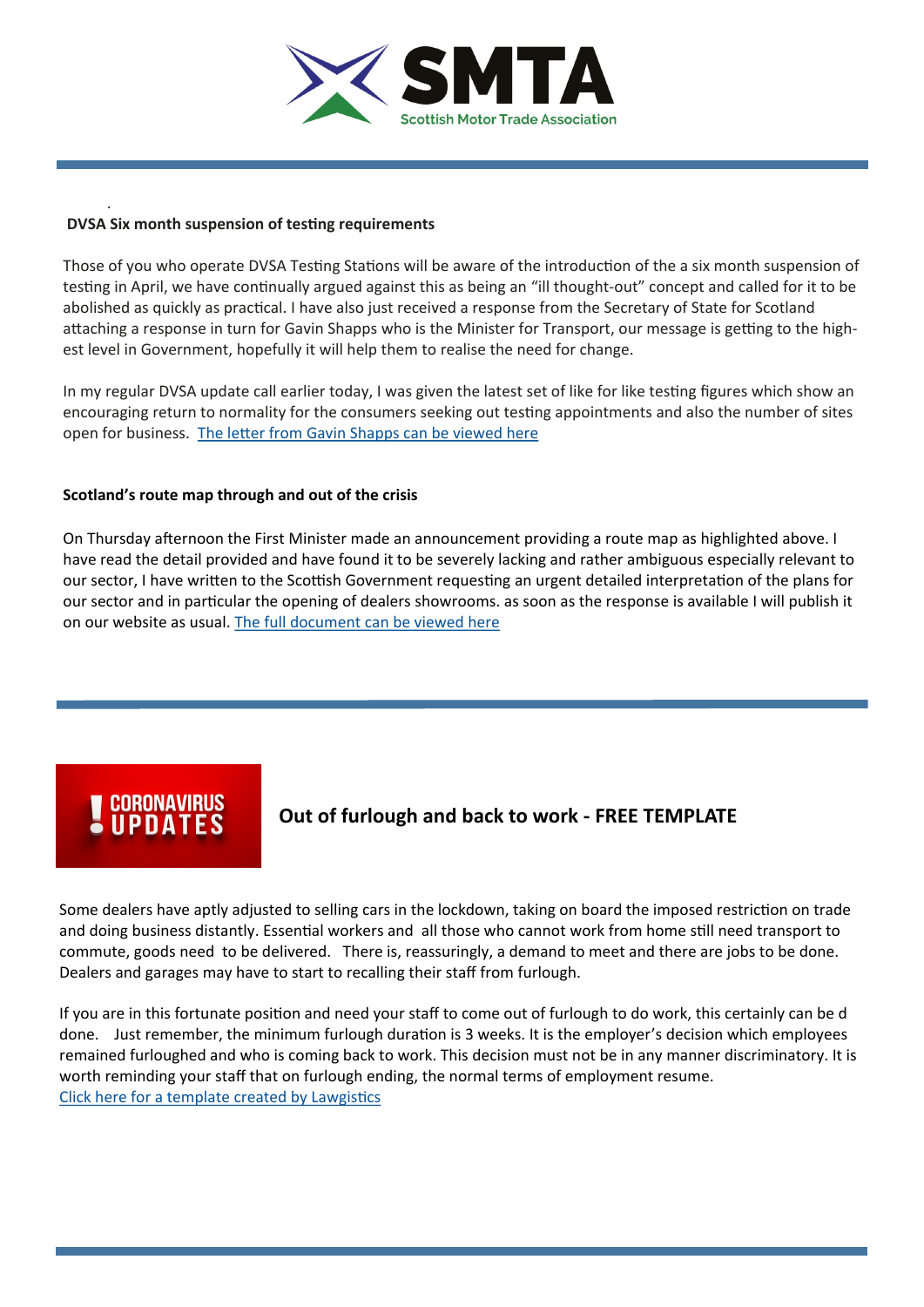**DVSA Six month suspension of testing requirements**

Those of you who operate DVSA Testing Stations will be aware of the introduction of the a six month suspension of testing in April, we have continually argued against this as being an "ill thought-out" concept and called for it to be abolished as quickly as practical. I have also just received a response from the Secretary of State for Scotland attaching a response in turn for Gavin Shapps who is the Minister for Transport, our message is getting to the highest level in Government, hopefully it will help them to realise the need for change.

In my regular DVSA update call earlier today, I was given the latest set of like for like testing figures which show an encouraging return to normality for the consumers seeking out testing appointments and also the number of sites open for business. The letter from Gavin Shapps can be viewed here

**Scotland's route map through and out of the crisis**

On Thursday afternoon the First Minister made an announcement providing a route map as highlighted above. I have read the detail provided and have found it to be severely lacking and rather ambiguous especially relevant to our sector, I have written to the Scottish Government requesting an urgent detailed interpretation of the plans for our sector and in particular the opening of dealers showrooms. as soon as the response is available I will publish it on our website as usual. The full document can be viewed here

## Out of furlough and back to work - FREE TEMPLATE

Some dealers have aptly adjusted to selling cars in the lockdown, taking on board the imposed restriction on trade and doing business distantly. Essential workers and all those who cannot work from home still need transport to commute, goods need to be delivered. There is, reassuringly, a demand to meet and there are jobs to be done. Dealers and garages may have to start to recalling their staff from furlough.

If you are in this fortunate position and need your staff to come out of furlough to do work, this certainly can be d done. Just remember, the minimum furlough duration is 3 weeks. It is the employer's decision which employees remained furloughed and who is coming back to work. This decision must not be in any manner discriminatory. It is worth reminding your staff that on furlough ending, the normal terms of employment resume.
Click here for a template created by Lawgistics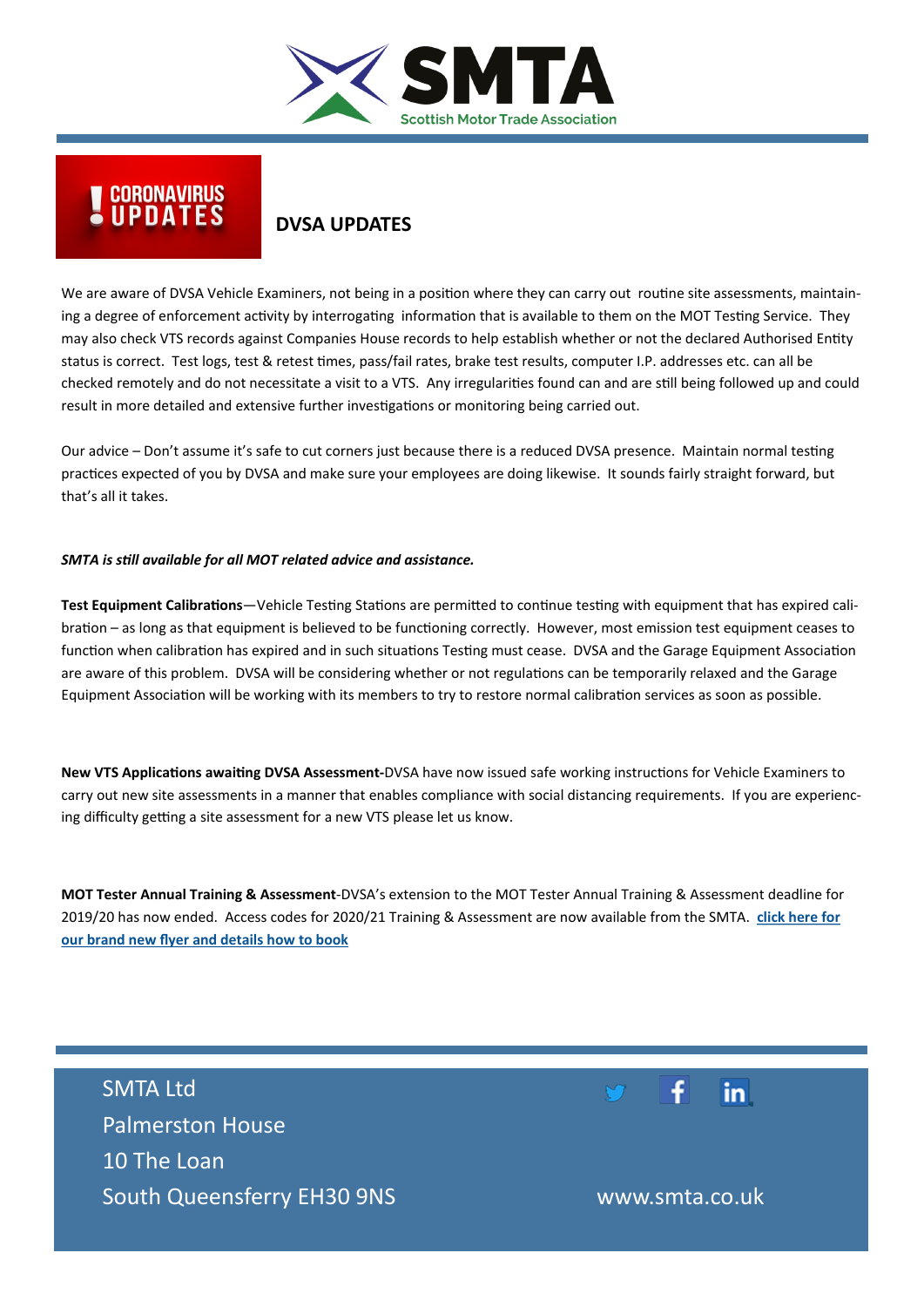# SMTA

Scottish Motor Trade Association

CORONAVIRUS UPDATES

## DVSA UPDATES

We are aware of DVSA Vehicle Examiners, not being in a position where they can carry out routine site assessments, maintaining a degree of enforcement activity by interrogating information that is available to them on the MOT Testing Service. They may also check VTS records against Companies House records to help establish whether or not the declared Authorised Entity status is correct. Test logs, test & retest times, pass/fail rates, brake test results, computer I.P. addresses etc. can all be checked remotely and do not necessitate a visit to a VTS. Any irregularities found can and are still being followed up and could result in more detailed and extensive further investigations or monitoring being carried out.

Our advice – Don't assume it's safe to cut corners just because there is a reduced DVSA presence. Maintain normal testing practices expected of you by DVSA and make sure your employees are doing likewise. It sounds fairly straight forward, but that's all it takes.

***SMTA is still available for all MOT related advice and assistance.***

**Test Equipment Calibrations**—Vehicle Testing Stations are permitted to continue testing with equipment that has expired calibration – as long as that equipment is believed to be functioning correctly. However, most emission test equipment ceases to function when calibration has expired and in such situations Testing must cease. DVSA and the Garage Equipment Association are aware of this problem. DVSA will be considering whether or not regulations can be temporarily relaxed and the Garage Equipment Association will be working with its members to try to restore normal calibration services as soon as possible.

**New VTS Applications awaiting DVSA Assessment**-DVSA have now issued safe working instructions for Vehicle Examiners to carry out new site assessments in a manner that enables compliance with social distancing requirements. If you are experiencing difficulty getting a site assessment for a new VTS please let us know.

**MOT Tester Annual Training & Assessment**-DVSA's extension to the MOT Tester Annual Training & Assessment deadline for 2019/20 has now ended. Access codes for 2020/21 Training & Assessment are now available from the SMTA. **click here for our brand new flyer and details how to book**

SMTA Ltd
Palmerston House
10 The Loan
South Queensferry EH30 9NS

www.smta.co.uk